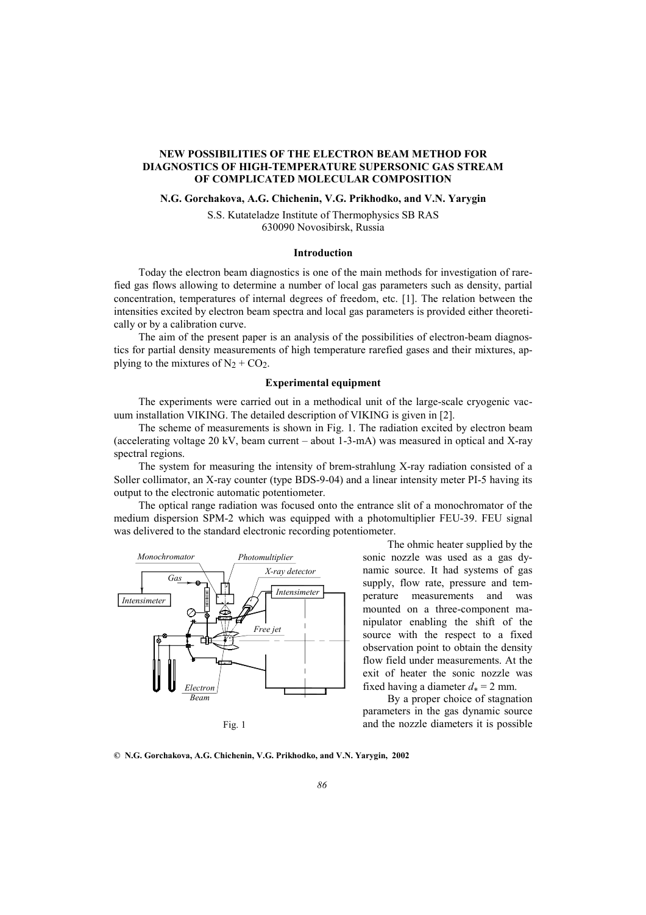# NEW POSSIBILITIES OF THE ELECTRON BEAM METHOD FOR DIAGNOSTICS OF HIGH-TEMPERATURE SUPERSONIC GAS STREAM OF COMPLICATED MOLECULAR COMPOSITION

**N.G. Gorchakova, A.G. Chichenin, V.G. Prikhodko, and V.N. Yarygin**

S.S. Kutateladze Institute of Thermophysics SB RAS
630090 Novosibirsk, Russia

## Introduction

Today the electron beam diagnostics is one of the main methods for investigation of rarefied gas flows allowing to determine a number of local gas parameters such as density, partial concentration, temperatures of internal degrees of freedom, etc. [1]. The relation between the intensities excited by electron beam spectra and local gas parameters is provided either theoretically or by a calibration curve.

The aim of the present paper is an analysis of the possibilities of electron-beam diagnostics for partial density measurements of high temperature rarefied gases and their mixtures, applying to the mixtures of $N_2 + CO_2$.

## Experimental equipment

The experiments were carried out in a methodical unit of the large-scale cryogenic vacuum installation VIKING. The detailed description of VIKING is given in [2].

The scheme of measurements is shown in Fig. 1. The radiation excited by electron beam (accelerating voltage 20 kV, beam current – about 1-3-mA) was measured in optical and X-ray spectral regions.

The system for measuring the intensity of brem-strahlung X-ray radiation consisted of a Soller collimator, an X-ray counter (type BDS-9-04) and a linear intensity meter PI-5 having its output to the electronic automatic potentiometer.

The optical range radiation was focused onto the entrance slit of a monochromator of the medium dispersion SPM-2 which was equipped with a photomultiplier FEU-39. FEU signal was delivered to the standard electronic recording potentiometer.

Fig. 1

The ohmic heater supplied by the sonic nozzle was used as a gas dynamic source. It had systems of gas supply, flow rate, pressure and temperature measurements and was mounted on a three-component manipulator enabling the shift of the source with the respect to a fixed observation point to obtain the density flow field under measurements. At the exit of heater the sonic nozzle was fixed having a diameter $d_* = 2$ mm.

By a proper choice of stagnation parameters in the gas dynamic source and the nozzle diameters it is possible

© N.G. Gorchakova, A.G. Chichenin, V.G. Prikhodko, and V.N. Yarygin, 2002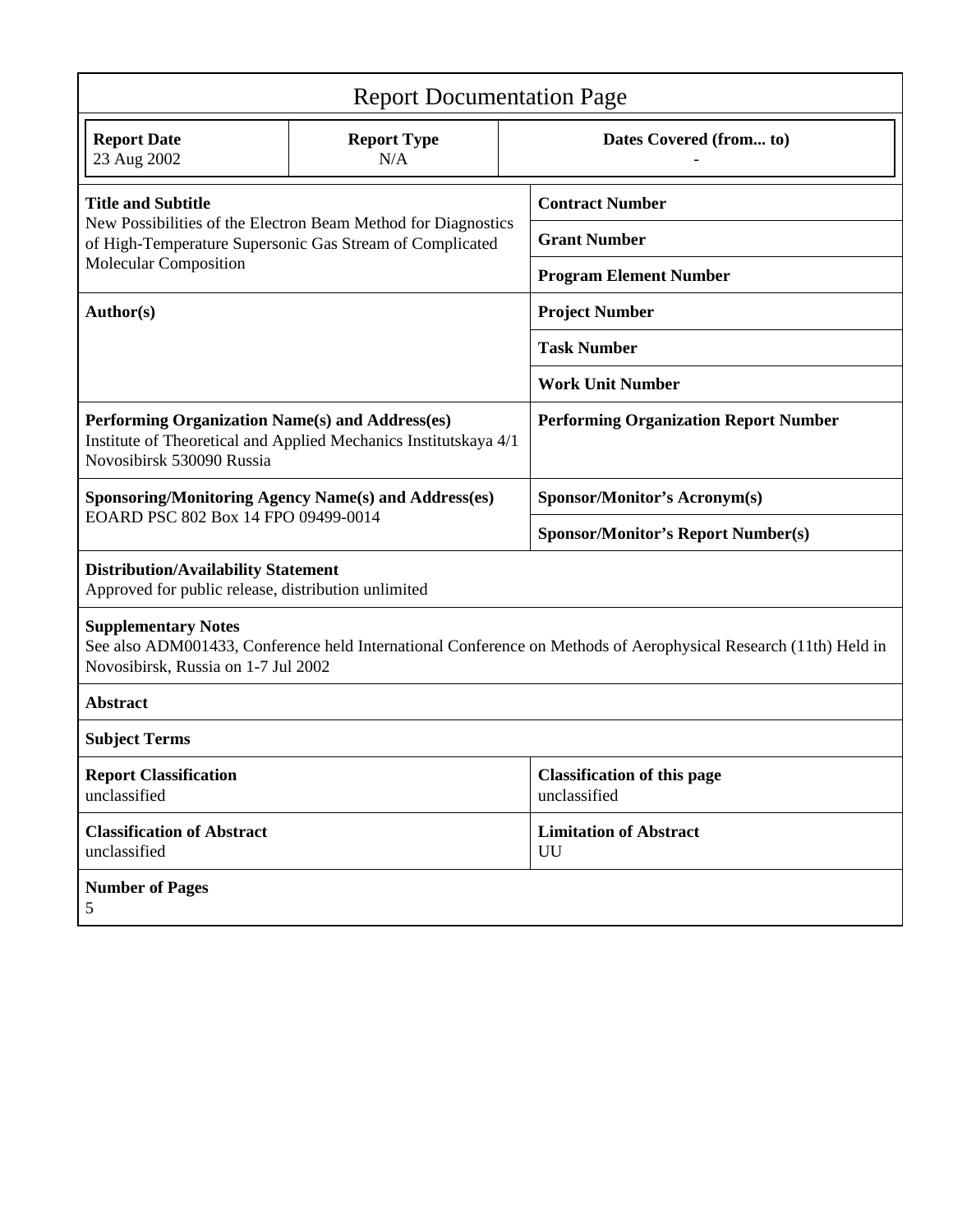# Report Documentation Page

| Report Date | Report Type | Dates Covered (from... to) |
|---|---|---|
| 23 Aug 2002 | N/A | - |

| | |
|---|---|
| **Title and Subtitle**<br>New Possibilities of the Electron Beam Method for Diagnostics of High-Temperature Supersonic Gas Stream of Complicated Molecular Composition | **Contract Number** |
| | **Grant Number** |
| | **Program Element Number** |
| **Author(s)** | **Project Number** |
| | **Task Number** |
| | **Work Unit Number** |
| **Performing Organization Name(s) and Address(es)**<br>Institute of Theoretical and Applied Mechanics Institutskaya 4/1 Novosibirsk 530090 Russia | **Performing Organization Report Number** |
| **Sponsoring/Monitoring Agency Name(s) and Address(es)**<br>EOARD PSC 802 Box 14 FPO 09499-0014 | **Sponsor/Monitor's Acronym(s)** |
| | **Sponsor/Monitor's Report Number(s)** |

**Distribution/Availability Statement**
Approved for public release, distribution unlimited

**Supplementary Notes**
See also ADM001433, Conference held International Conference on Methods of Aerophysical Research (11th) Held in Novosibirsk, Russia on 1-7 Jul 2002

**Abstract**

**Subject Terms**

| | |
|---|---|
| **Report Classification**<br>unclassified | **Classification of this page**<br>unclassified |
| **Classification of Abstract**<br>unclassified | **Limitation of Abstract**<br>UU |

**Number of Pages**
5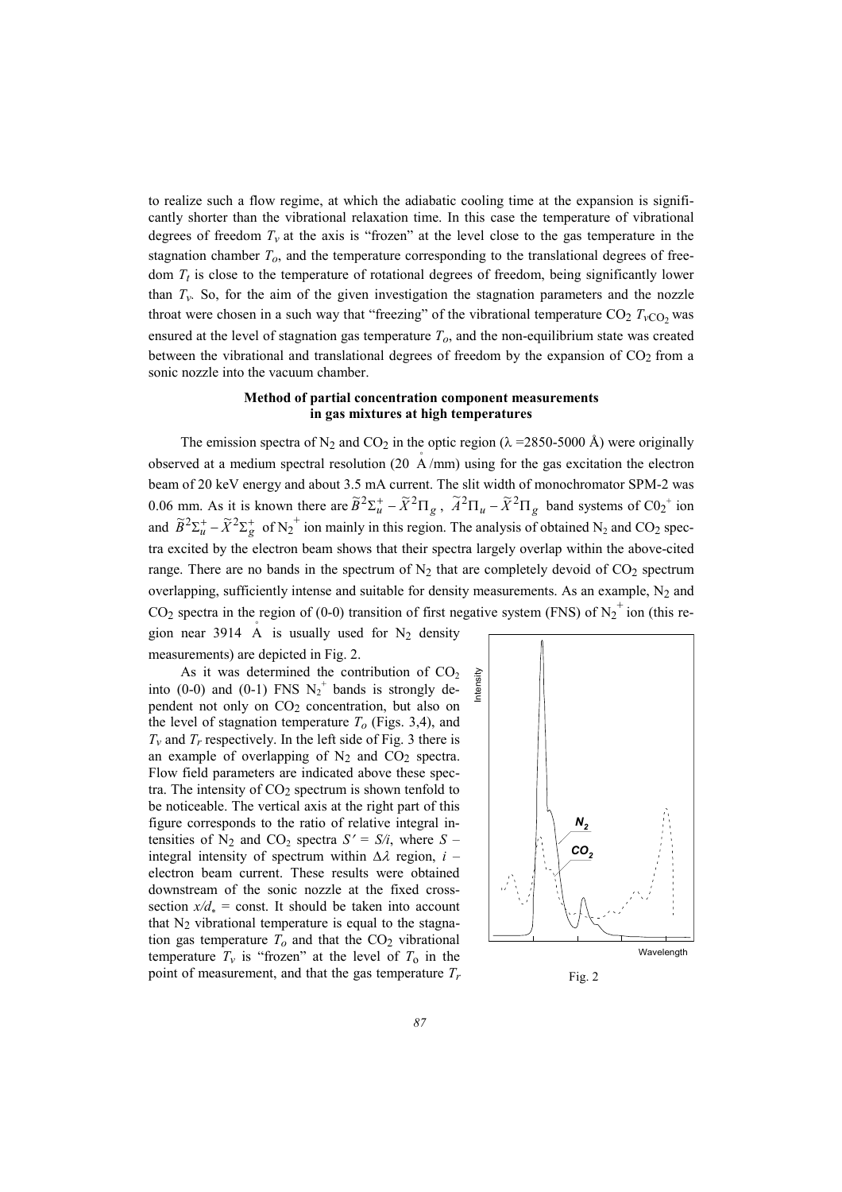to realize such a flow regime, at which the adiabatic cooling time at the expansion is significantly shorter than the vibrational relaxation time. In this case the temperature of vibrational degrees of freedom $T_v$ at the axis is "frozen" at the level close to the gas temperature in the stagnation chamber $T_o$, and the temperature corresponding to the translational degrees of freedom $T_t$ is close to the temperature of rotational degrees of freedom, being significantly lower than $T_v$. So, for the aim of the given investigation the stagnation parameters and the nozzle throat were chosen in a such way that "freezing" of the vibrational temperature $CO_2$ $T_{vCO_2}$ was ensured at the level of stagnation gas temperature $T_o$, and the non-equilibrium state was created between the vibrational and translational degrees of freedom by the expansion of $CO_2$ from a sonic nozzle into the vacuum chamber.

### Method of partial concentration component measurements in gas mixtures at high temperatures

The emission spectra of $N_2$ and $CO_2$ in the optic region ($\lambda$ =2850-5000 Å) were originally observed at a medium spectral resolution (20 Å/mm) using for the gas excitation the electron beam of 20 keV energy and about 3.5 mA current. The slit width of monochromator SPM-2 was 0.06 mm. As it is known there are $\widetilde{B}^2\Sigma_u^+ - \widetilde{X}^2\Pi_g$, $\widetilde{A}^2\Pi_u - \widetilde{X}^2\Pi_g$ band systems of $CO_2^+$ ion and $\widetilde{B}^2\Sigma_u^+ - \widetilde{X}^2\Sigma_g^+$ of $N_2^+$ ion mainly in this region. The analysis of obtained $N_2$ and $CO_2$ spectra excited by the electron beam shows that their spectra largely overlap within the above-cited range. There are no bands in the spectrum of $N_2$ that are completely devoid of $CO_2$ spectrum overlapping, sufficiently intense and suitable for density measurements. As an example, $N_2$ and $CO_2$ spectra in the region of (0-0) transition of first negative system (FNS) of $N_2^+$ ion (this region near 3914 Å is usually used for $N_2$ density measurements) are depicted in Fig. 2.

As it was determined the contribution of $CO_2$ into (0-0) and (0-1) FNS $N_2^+$ bands is strongly dependent not only on $CO_2$ concentration, but also on the level of stagnation temperature $T_o$ (Figs. 3,4), and $T_v$ and $T_r$ respectively. In the left side of Fig. 3 there is an example of overlapping of $N_2$ and $CO_2$ spectra. Flow field parameters are indicated above these spectra. The intensity of $CO_2$ spectrum is shown tenfold to be noticeable. The vertical axis at the right part of this figure corresponds to the ratio of relative integral intensities of $N_2$ and $CO_2$ spectra $S' = S/i$, where $S$ – integral intensity of spectrum within $\Delta\lambda$ region, $i$ – electron beam current. These results were obtained downstream of the sonic nozzle at the fixed cross-section $x/d_* = \text{const}$. It should be taken into account that $N_2$ vibrational temperature is equal to the stagnation gas temperature $T_o$ and that the $CO_2$ vibrational temperature $T_v$ is "frozen" at the level of $T_o$ in the point of measurement, and that the gas temperature $T_r$

Fig. 2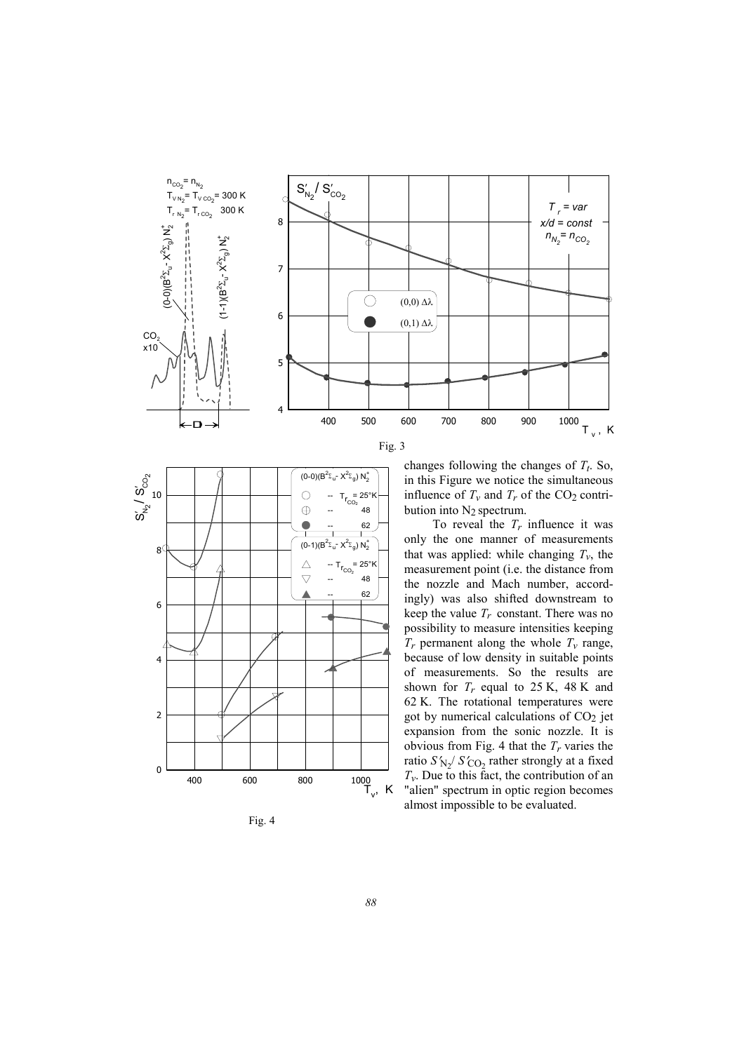Fig. 3

Fig. 4

changes following the changes of $T_t$. So, in this Figure we notice the simultaneous influence of $T_v$ and $T_r$ of the $CO_2$ contribution into $N_2$ spectrum.

To reveal the $T_r$ influence it was only the one manner of measurements that was applied: while changing $T_v$, the measurement point (i.e. the distance from the nozzle and Mach number, accordingly) was also shifted downstream to keep the value $T_r$ constant. There was no possibility to measure intensities keeping $T_r$ permanent along the whole $T_v$ range, because of low density in suitable points of measurements. So the results are shown for $T_r$ equal to 25 K, 48 K and 62 K. The rotational temperatures were got by numerical calculations of $CO_2$ jet expansion from the sonic nozzle. It is obvious from Fig. 4 that the $T_r$ varies the ratio $S'_{N_2}/S'_{CO_2}$ rather strongly at a fixed $T_v$. Due to this fact, the contribution of an "alien" spectrum in optic region becomes almost impossible to be evaluated.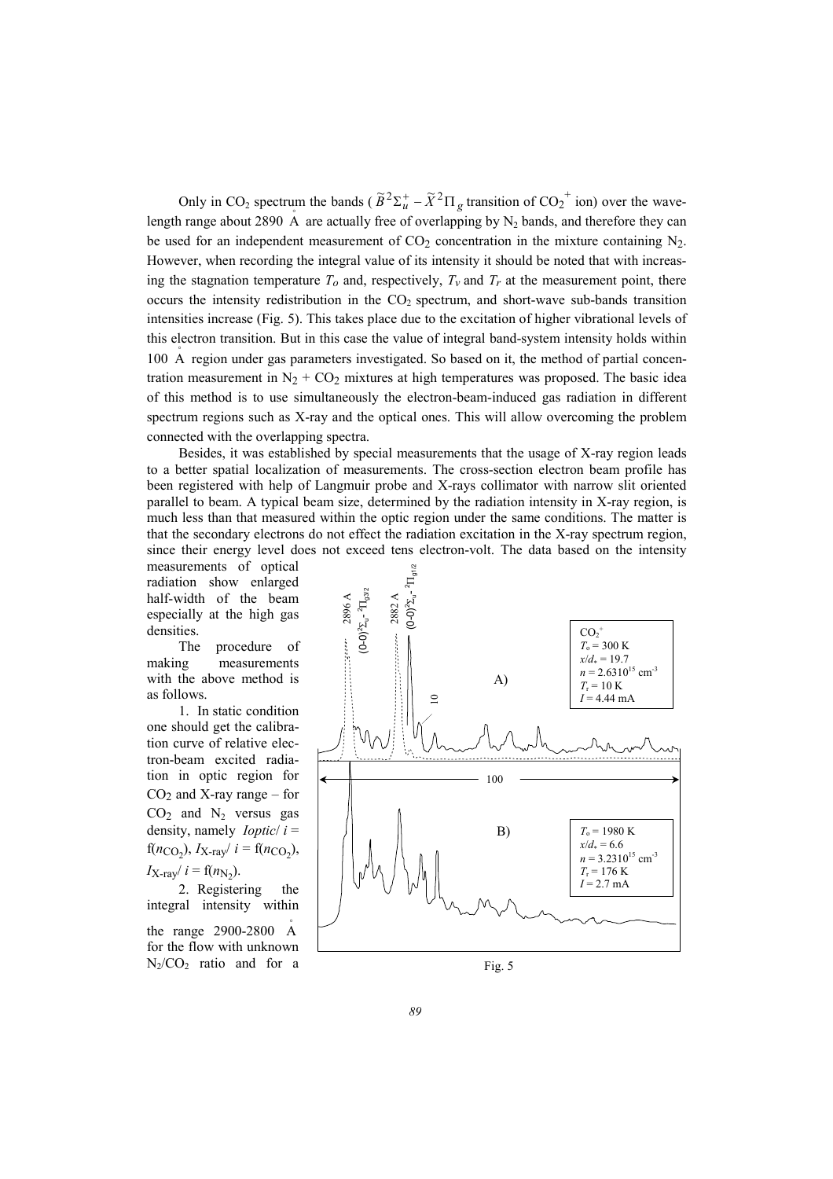Only in $CO_2$ spectrum the bands ($\tilde{B}^2\Sigma_u^+ - \tilde{X}^2\Pi_g$ transition of $CO_2^+$ ion) over the wavelength range about 2890 Å are actually free of overlapping by $N_2$ bands, and therefore they can be used for an independent measurement of $CO_2$ concentration in the mixture containing $N_2$. However, when recording the integral value of its intensity it should be noted that with increasing the stagnation temperature $T_o$ and, respectively, $T_v$ and $T_r$ at the measurement point, there occurs the intensity redistribution in the $CO_2$ spectrum, and short-wave sub-bands transition intensities increase (Fig. 5). This takes place due to the excitation of higher vibrational levels of this electron transition. But in this case the value of integral band-system intensity holds within 100 Å region under gas parameters investigated. So based on it, the method of partial concentration measurement in $N_2 + CO_2$ mixtures at high temperatures was proposed. The basic idea of this method is to use simultaneously the electron-beam-induced gas radiation in different spectrum regions such as X-ray and the optical ones. This will allow overcoming the problem connected with the overlapping spectra.

Besides, it was established by special measurements that the usage of X-ray region leads to a better spatial localization of measurements. The cross-section electron beam profile has been registered with help of Langmuir probe and X-rays collimator with narrow slit oriented parallel to beam. A typical beam size, determined by the radiation intensity in X-ray region, is much less than that measured within the optic region under the same conditions. The matter is that the secondary electrons do not effect the radiation excitation in the X-ray spectrum region, since their energy level does not exceed tens electron-volt. The data based on the intensity measurements of optical radiation show enlarged half-width of the beam especially at the high gas densities.

The procedure of making measurements with the above method is as follows.

1. In static condition one should get the calibration curve of relative electron-beam excited radiation in optic region for $CO_2$ and X-ray range – for $CO_2$ and $N_2$ versus gas density, namely $I_{optic}/i = f(n_{CO_2})$, $I_{X\text{-}ray}/i = f(n_{CO_2})$, $I_{X\text{-}ray}/i = f(n_{N_2})$.

2. Registering the integral intensity within the range 2900-2800 Å for the flow with unknown $N_2/CO_2$ ratio and for a

Fig. 5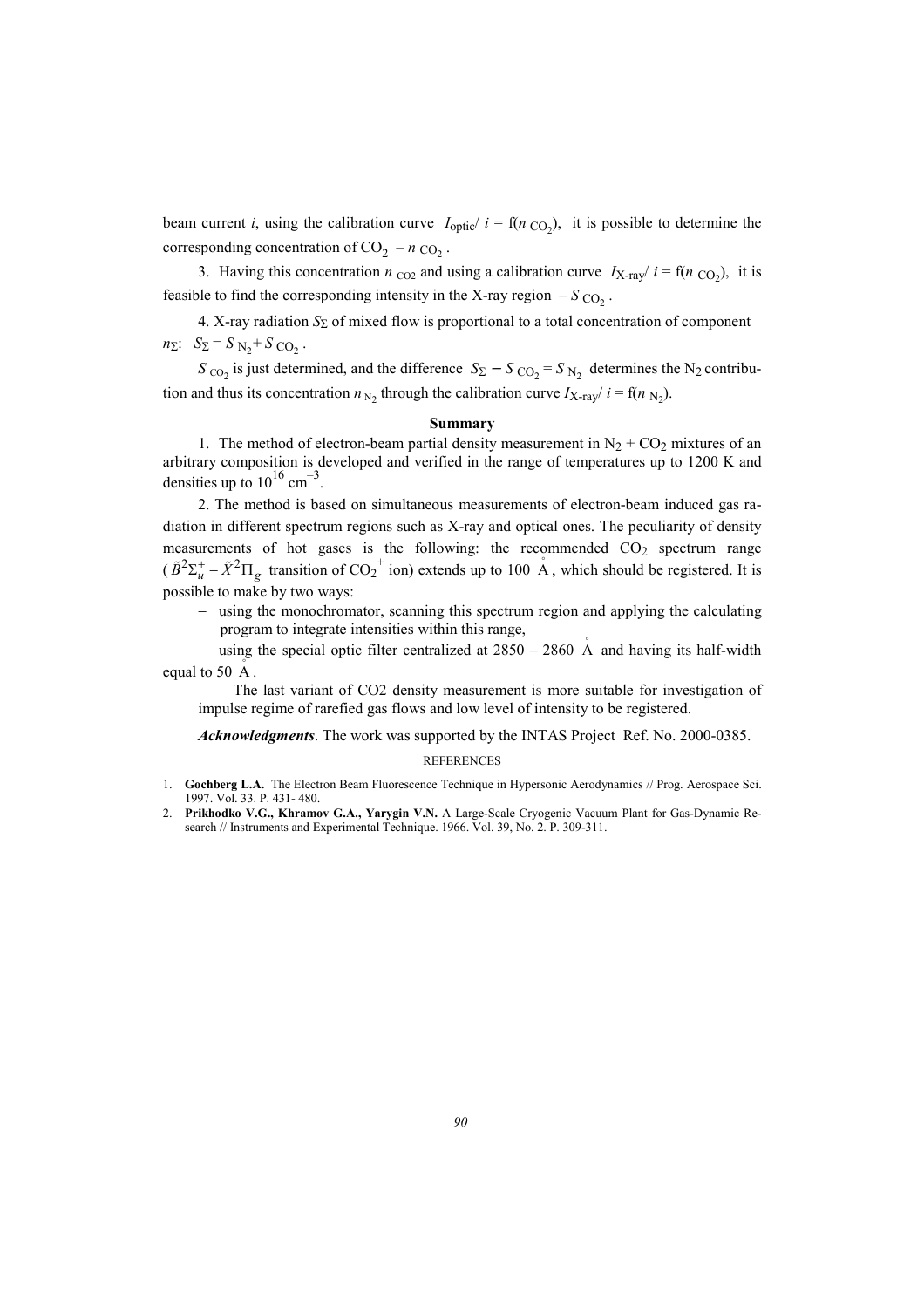beam current $i$, using the calibration curve $I_{optic}/ i = f(n_{CO_2})$, it is possible to determine the corresponding concentration of $CO_2$ – $n_{CO_2}$.

3. Having this concentration $n_{CO2}$ and using a calibration curve $I_{X\text{-ray}}/ i = f(n_{CO_2})$, it is feasible to find the corresponding intensity in the X-ray region – $S_{CO_2}$.

4. X-ray radiation $S_{\Sigma}$ of mixed flow is proportional to a total concentration of component $n_{\Sigma}$: $S_{\Sigma} = S_{N_2} + S_{CO_2}$.

$S_{CO_2}$ is just determined, and the difference $S_{\Sigma} - S_{CO_2} = S_{N_2}$ determines the $N_2$ contribution and thus its concentration $n_{N_2}$ through the calibration curve $I_{X\text{-ray}}/ i = f(n_{N_2})$.

## Summary

1. The method of electron-beam partial density measurement in $N_2 + CO_2$ mixtures of an arbitrary composition is developed and verified in the range of temperatures up to 1200 K and densities up to $10^{16}$ cm$^{-3}$.

2. The method is based on simultaneous measurements of electron-beam induced gas radiation in different spectrum regions such as X-ray and optical ones. The peculiarity of density measurements of hot gases is the following: the recommended $CO_2$ spectrum range ($\tilde{B}^2\Sigma_u^+ - \tilde{X}^2\Pi_g$ transition of $CO_2^+$ ion) extends up to 100 Å, which should be registered. It is possible to make by two ways:

- using the monochromator, scanning this spectrum region and applying the calculating program to integrate intensities within this range,
- using the special optic filter centralized at 2850 – 2860 Å and having its half-width equal to 50 Å.

The last variant of CO2 density measurement is more suitable for investigation of impulse regime of rarefied gas flows and low level of intensity to be registered.

***Acknowledgments***. The work was supported by the INTAS Project Ref. No. 2000-0385.

### REFERENCES

1. **Gochberg L.A.** The Electron Beam Fluorescence Technique in Hypersonic Aerodynamics // Prog. Aerospace Sci. 1997. Vol. 33. P. 431- 480.
2. **Prikhodko V.G., Khramov G.A., Yarygin V.N.** A Large-Scale Cryogenic Vacuum Plant for Gas-Dynamic Research // Instruments and Experimental Technique. 1966. Vol. 39, No. 2. P. 309-311.